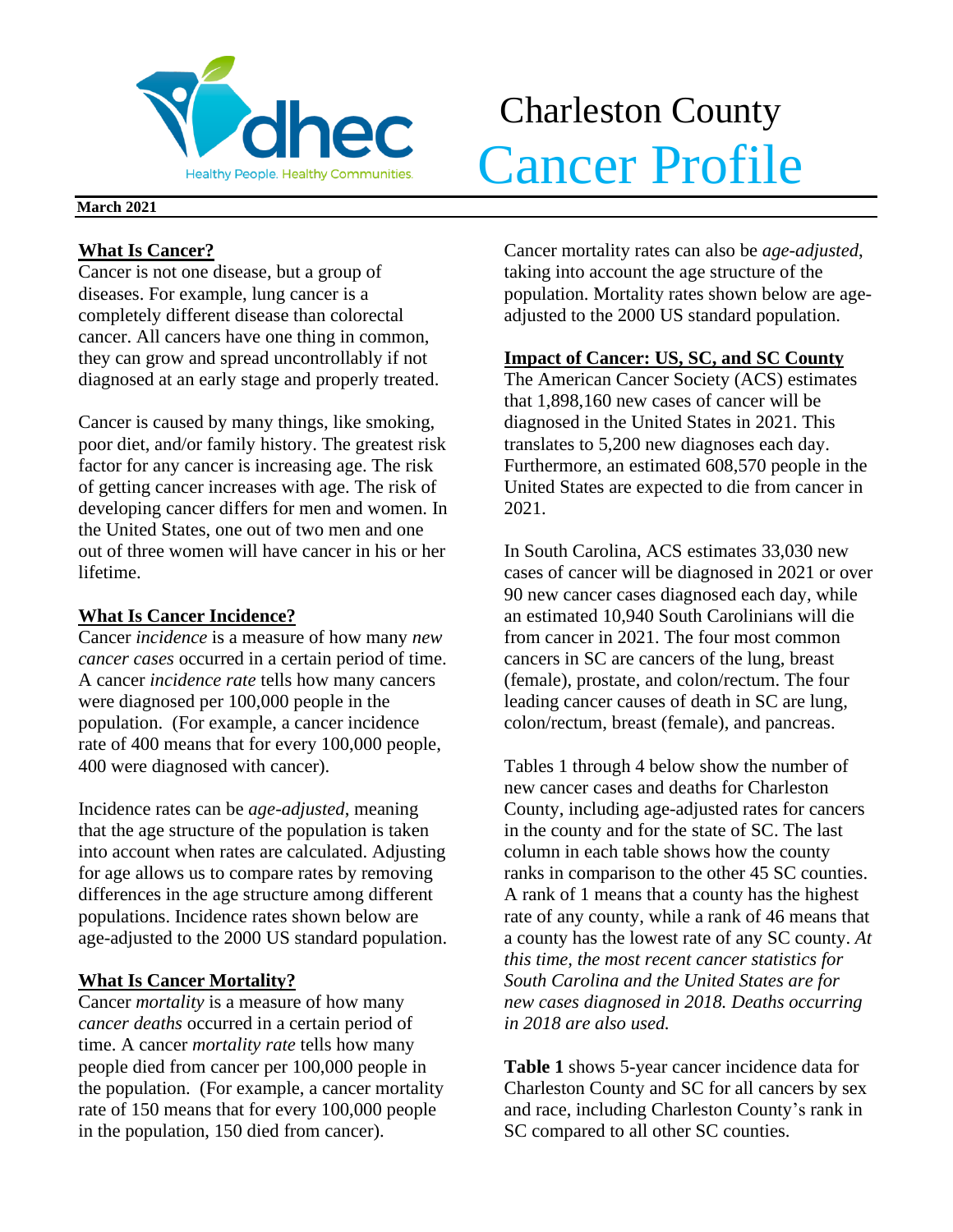# Charleston County Cancer Profile

**March 2021**

## What Is Cancer?

Cancer is not one disease, but a group of diseases. For example, lung cancer is a completely different disease than colorectal cancer. All cancers have one thing in common, they can grow and spread uncontrollably if not diagnosed at an early stage and properly treated.

Cancer is caused by many things, like smoking, poor diet, and/or family history. The greatest risk factor for any cancer is increasing age. The risk of getting cancer increases with age. The risk of developing cancer differs for men and women. In the United States, one out of two men and one out of three women will have cancer in his or her lifetime.

## What Is Cancer Incidence?

Cancer *incidence* is a measure of how many *new cancer cases* occurred in a certain period of time. A cancer *incidence rate* tells how many cancers were diagnosed per 100,000 people in the population. (For example, a cancer incidence rate of 400 means that for every 100,000 people, 400 were diagnosed with cancer).

Incidence rates can be *age-adjusted*, meaning that the age structure of the population is taken into account when rates are calculated. Adjusting for age allows us to compare rates by removing differences in the age structure among different populations. Incidence rates shown below are age-adjusted to the 2000 US standard population.

## What Is Cancer Mortality?

Cancer *mortality* is a measure of how many *cancer deaths* occurred in a certain period of time. A cancer *mortality rate* tells how many people died from cancer per 100,000 people in the population. (For example, a cancer mortality rate of 150 means that for every 100,000 people in the population, 150 died from cancer).

Cancer mortality rates can also be *age-adjusted*, taking into account the age structure of the population. Mortality rates shown below are age-adjusted to the 2000 US standard population.

## Impact of Cancer: US, SC, and SC County

The American Cancer Society (ACS) estimates that 1,898,160 new cases of cancer will be diagnosed in the United States in 2021. This translates to 5,200 new diagnoses each day. Furthermore, an estimated 608,570 people in the United States are expected to die from cancer in 2021.

In South Carolina, ACS estimates 33,030 new cases of cancer will be diagnosed in 2021 or over 90 new cancer cases diagnosed each day, while an estimated 10,940 South Carolinians will die from cancer in 2021. The four most common cancers in SC are cancers of the lung, breast (female), prostate, and colon/rectum. The four leading cancer causes of death in SC are lung, colon/rectum, breast (female), and pancreas.

Tables 1 through 4 below show the number of new cancer cases and deaths for Charleston County, including age-adjusted rates for cancers in the county and for the state of SC. The last column in each table shows how the county ranks in comparison to the other 45 SC counties. A rank of 1 means that a county has the highest rate of any county, while a rank of 46 means that a county has the lowest rate of any SC county. *At this time, the most recent cancer statistics for South Carolina and the United States are for new cases diagnosed in 2018. Deaths occurring in 2018 are also used.*

**Table 1** shows 5-year cancer incidence data for Charleston County and SC for all cancers by sex and race, including Charleston County's rank in SC compared to all other SC counties.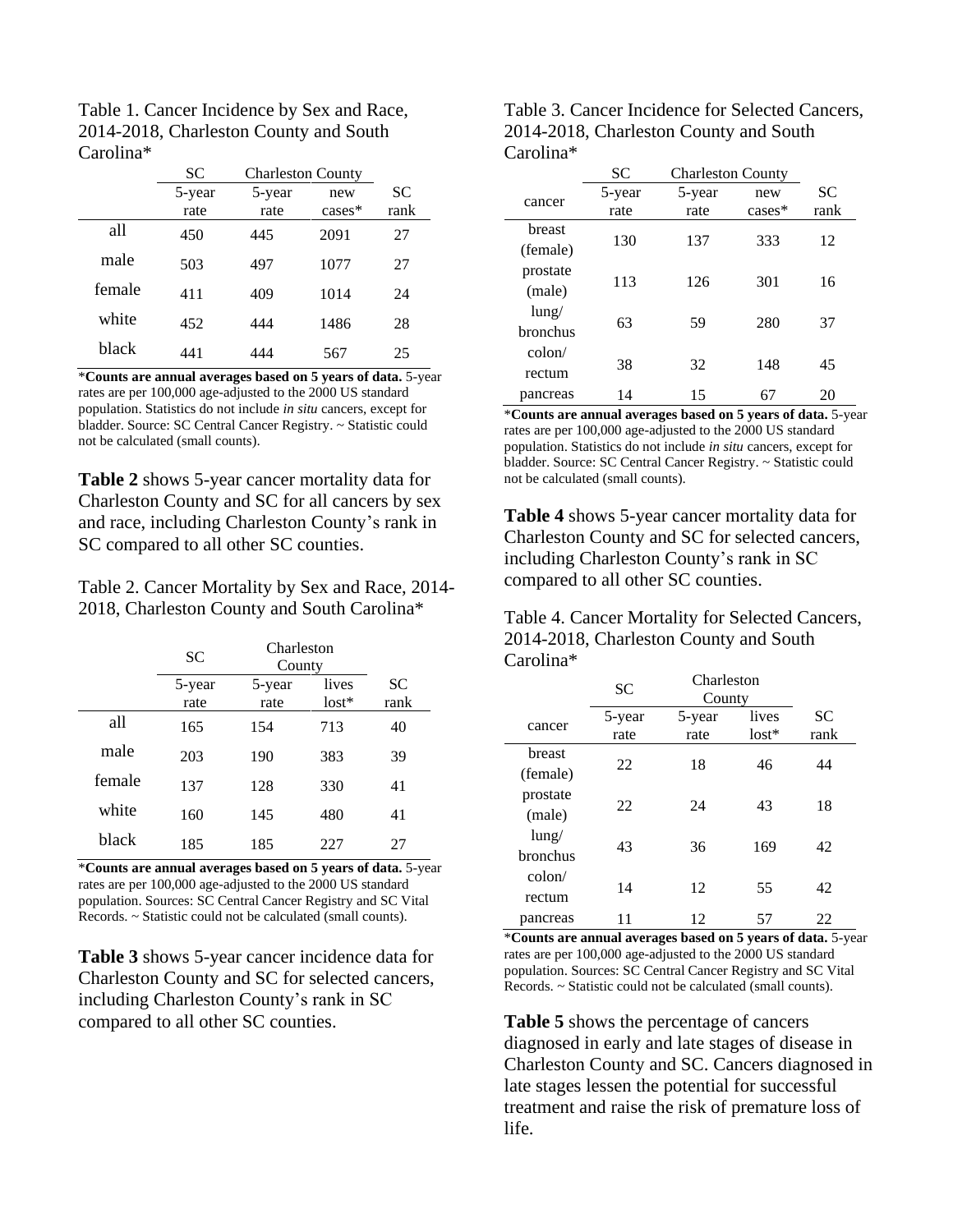Table 1. Cancer Incidence by Sex and Race, 2014-2018, Charleston County and South Carolina*

| | SC | Charleston County | | |
|---|---|---|---|---|
| | 5-year rate | 5-year rate | new cases* | SC rank |
| all | 450 | 445 | 2091 | 27 |
| male | 503 | 497 | 1077 | 27 |
| female | 411 | 409 | 1014 | 24 |
| white | 452 | 444 | 1486 | 28 |
| black | 441 | 444 | 567 | 25 |

***Counts are annual averages based on 5 years of data.** 5-year rates are per 100,000 age-adjusted to the 2000 US standard population. Statistics do not include *in situ* cancers, except for bladder. Source: SC Central Cancer Registry. ~ Statistic could not be calculated (small counts).

**Table 2** shows 5-year cancer mortality data for Charleston County and SC for all cancers by sex and race, including Charleston County's rank in SC compared to all other SC counties.

Table 2. Cancer Mortality by Sex and Race, 2014-2018, Charleston County and South Carolina*

| | SC | Charleston County | | |
|---|---|---|---|---|
| | 5-year rate | 5-year rate | lives lost* | SC rank |
| all | 165 | 154 | 713 | 40 |
| male | 203 | 190 | 383 | 39 |
| female | 137 | 128 | 330 | 41 |
| white | 160 | 145 | 480 | 41 |
| black | 185 | 185 | 227 | 27 |

***Counts are annual averages based on 5 years of data.** 5-year rates are per 100,000 age-adjusted to the 2000 US standard population. Sources: SC Central Cancer Registry and SC Vital Records. ~ Statistic could not be calculated (small counts).

**Table 3** shows 5-year cancer incidence data for Charleston County and SC for selected cancers, including Charleston County's rank in SC compared to all other SC counties.

Table 3. Cancer Incidence for Selected Cancers, 2014-2018, Charleston County and South Carolina*

| | SC | Charleston County | | |
|---|---|---|---|---|
| cancer | 5-year rate | 5-year rate | new cases* | SC rank |
| breast (female) | 130 | 137 | 333 | 12 |
| prostate (male) | 113 | 126 | 301 | 16 |
| lung/ bronchus | 63 | 59 | 280 | 37 |
| colon/ rectum | 38 | 32 | 148 | 45 |
| pancreas | 14 | 15 | 67 | 20 |

***Counts are annual averages based on 5 years of data.** 5-year rates are per 100,000 age-adjusted to the 2000 US standard population. Statistics do not include *in situ* cancers, except for bladder. Source: SC Central Cancer Registry. ~ Statistic could not be calculated (small counts).

**Table 4** shows 5-year cancer mortality data for Charleston County and SC for selected cancers, including Charleston County's rank in SC compared to all other SC counties.

Table 4. Cancer Mortality for Selected Cancers, 2014-2018, Charleston County and South Carolina*

| | SC | Charleston County | | |
|---|---|---|---|---|
| cancer | 5-year rate | 5-year rate | lives lost* | SC rank |
| breast (female) | 22 | 18 | 46 | 44 |
| prostate (male) | 22 | 24 | 43 | 18 |
| lung/ bronchus | 43 | 36 | 169 | 42 |
| colon/ rectum | 14 | 12 | 55 | 42 |
| pancreas | 11 | 12 | 57 | 22 |

***Counts are annual averages based on 5 years of data.** 5-year rates are per 100,000 age-adjusted to the 2000 US standard population. Sources: SC Central Cancer Registry and SC Vital Records. ~ Statistic could not be calculated (small counts).

**Table 5** shows the percentage of cancers diagnosed in early and late stages of disease in Charleston County and SC. Cancers diagnosed in late stages lessen the potential for successful treatment and raise the risk of premature loss of life.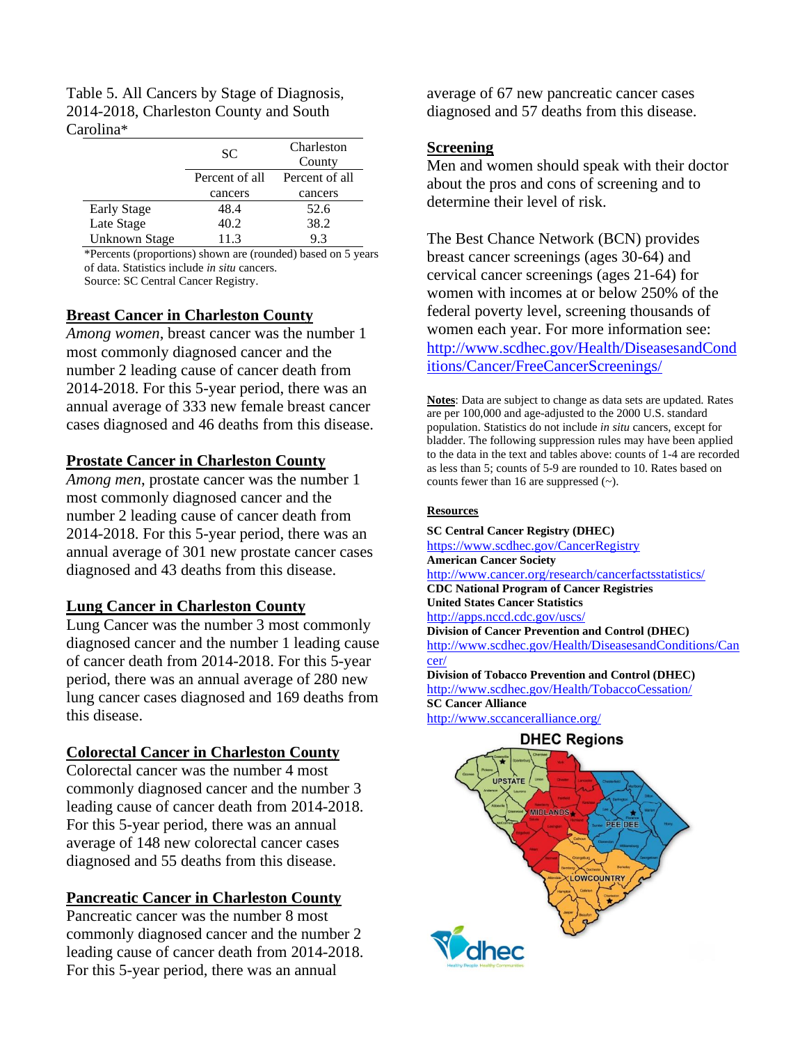Table 5. All Cancers by Stage of Diagnosis, 2014-2018, Charleston County and South Carolina*

| | SC | Charleston County |
|---|---|---|
| | Percent of all cancers | Percent of all cancers |
| Early Stage | 48.4 | 52.6 |
| Late Stage | 40.2 | 38.2 |
| Unknown Stage | 11.3 | 9.3 |

*Percents (proportions) shown are (rounded) based on 5 years of data. Statistics include *in situ* cancers.
Source: SC Central Cancer Registry.

## Breast Cancer in Charleston County

*Among women*, breast cancer was the number 1 most commonly diagnosed cancer and the number 2 leading cause of cancer death from 2014-2018. For this 5-year period, there was an annual average of 333 new female breast cancer cases diagnosed and 46 deaths from this disease.

## Prostate Cancer in Charleston County

*Among men*, prostate cancer was the number 1 most commonly diagnosed cancer and the number 2 leading cause of cancer death from 2014-2018. For this 5-year period, there was an annual average of 301 new prostate cancer cases diagnosed and 43 deaths from this disease.

## Lung Cancer in Charleston County

Lung Cancer was the number 3 most commonly diagnosed cancer and the number 1 leading cause of cancer death from 2014-2018. For this 5-year period, there was an annual average of 280 new lung cancer cases diagnosed and 169 deaths from this disease.

## Colorectal Cancer in Charleston County

Colorectal cancer was the number 4 most commonly diagnosed cancer and the number 3 leading cause of cancer death from 2014-2018. For this 5-year period, there was an annual average of 148 new colorectal cancer cases diagnosed and 55 deaths from this disease.

## Pancreatic Cancer in Charleston County

Pancreatic cancer was the number 8 most commonly diagnosed cancer and the number 2 leading cause of cancer death from 2014-2018. For this 5-year period, there was an annual average of 67 new pancreatic cancer cases diagnosed and 57 deaths from this disease.

## Screening

Men and women should speak with their doctor about the pros and cons of screening and to determine their level of risk.

The Best Chance Network (BCN) provides breast cancer screenings (ages 30-64) and cervical cancer screenings (ages 21-64) for women with incomes at or below 250% of the federal poverty level, screening thousands of women each year. For more information see: http://www.scdhec.gov/Health/DiseasesandConditions/Cancer/FreeCancerScreenings/

**Notes**: Data are subject to change as data sets are updated. Rates are per 100,000 and age-adjusted to the 2000 U.S. standard population. Statistics do not include *in situ* cancers, except for bladder. The following suppression rules may have been applied to the data in the text and tables above: counts of 1-4 are recorded as less than 5; counts of 5-9 are rounded to 10. Rates based on counts fewer than 16 are suppressed (~).

**Resources**

**SC Central Cancer Registry (DHEC)**
https://www.scdhec.gov/CancerRegistry
**American Cancer Society**
http://www.cancer.org/research/cancerfactsstatistics/
**CDC National Program of Cancer Registries**
**United States Cancer Statistics**
http://apps.nccd.cdc.gov/uscs/
**Division of Cancer Prevention and Control (DHEC)**
http://www.scdhec.gov/Health/DiseasesandConditions/Cancer/
**Division of Tobacco Prevention and Control (DHEC)**
http://www.scdhec.gov/Health/TobaccoCessation/
**SC Cancer Alliance**
http://www.sccanceralliance.org/

DHEC Regions

UPSTATE
MIDLANDS
PEE DEE
LOWCOUNTRY

dhec
Healthy People Healthy Communities